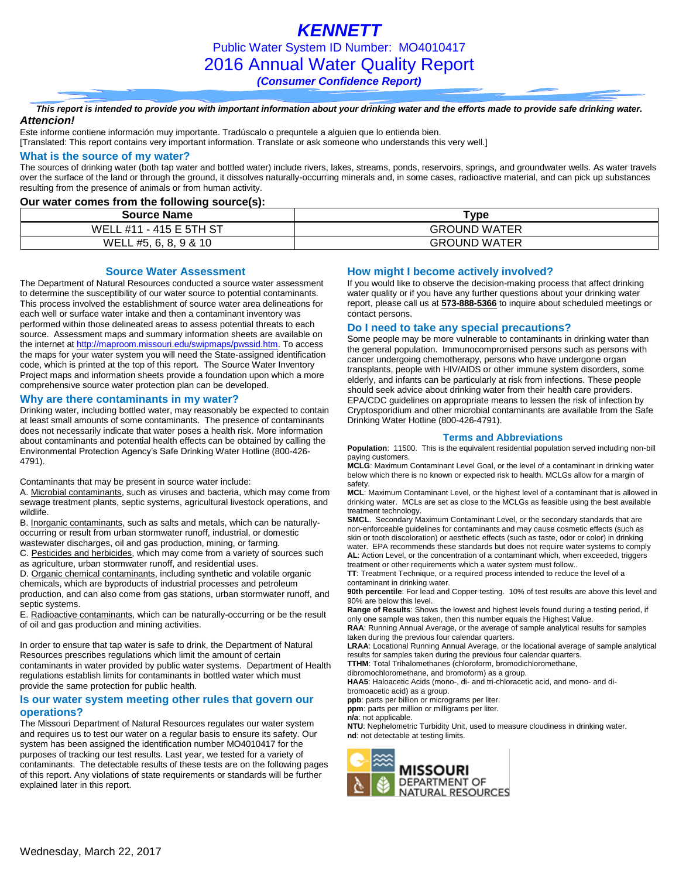# KENNETT

Public Water System ID Number: MO4010417

## 2016 Annual Water Quality Report

***(Consumer Confidence Report)***

***This report is intended to provide you with important information about your drinking water and the efforts made to provide safe drinking water.***

***Attencion!***

Este informe contiene información muy importante. Tradúscalo o prequntele a alguien que lo entienda bien.
[Translated: This report contains very important information. Translate or ask someone who understands this very well.]

### What is the source of my water?

The sources of drinking water (both tap water and bottled water) include rivers, lakes, streams, ponds, reservoirs, springs, and groundwater wells. As water travels over the surface of the land or through the ground, it dissolves naturally-occurring minerals and, in some cases, radioactive material, and can pick up substances resulting from the presence of animals or from human activity.

**Our water comes from the following source(s):**

| Source Name | Type |
|---|---|
| WELL #11 - 415 E 5TH ST | GROUND WATER |
| WELL #5, 6, 8, 9 & 10 | GROUND WATER |

### Source Water Assessment

The Department of Natural Resources conducted a source water assessment to determine the susceptibility of our water source to potential contaminants. This process involved the establishment of source water area delineations for each well or surface water intake and then a contaminant inventory was performed within those delineated areas to assess potential threats to each source. Assessment maps and summary information sheets are available on the internet at http://maproom.missouri.edu/swipmaps/pwssid.htm. To access the maps for your water system you will need the State-assigned identification code, which is printed at the top of this report. The Source Water Inventory Project maps and information sheets provide a foundation upon which a more comprehensive source water protection plan can be developed.

### Why are there contaminants in my water?

Drinking water, including bottled water, may reasonably be expected to contain at least small amounts of some contaminants. The presence of contaminants does not necessarily indicate that water poses a health risk. More information about contaminants and potential health effects can be obtained by calling the Environmental Protection Agency's Safe Drinking Water Hotline (800-426-4791).

Contaminants that may be present in source water include:

A. Microbial contaminants, such as viruses and bacteria, which may come from sewage treatment plants, septic systems, agricultural livestock operations, and wildlife.
B. Inorganic contaminants, such as salts and metals, which can be naturally-occurring or result from urban stormwater runoff, industrial, or domestic wastewater discharges, oil and gas production, mining, or farming.
C. Pesticides and herbicides, which may come from a variety of sources such as agriculture, urban stormwater runoff, and residential uses.
D. Organic chemical contaminants, including synthetic and volatile organic chemicals, which are byproducts of industrial processes and petroleum production, and can also come from gas stations, urban stormwater runoff, and septic systems.
E. Radioactive contaminants, which can be naturally-occurring or be the result of oil and gas production and mining activities.

In order to ensure that tap water is safe to drink, the Department of Natural Resources prescribes regulations which limit the amount of certain contaminants in water provided by public water systems. Department of Health regulations establish limits for contaminants in bottled water which must provide the same protection for public health.

### Is our water system meeting other rules that govern our operations?

The Missouri Department of Natural Resources regulates our water system and requires us to test our water on a regular basis to ensure its safety. Our system has been assigned the identification number MO4010417 for the purposes of tracking our test results. Last year, we tested for a variety of contaminants. The detectable results of these tests are on the following pages of this report. Any violations of state requirements or standards will be further explained later in this report.

### How might I become actively involved?

If you would like to observe the decision-making process that affect drinking water quality or if you have any further questions about your drinking water report, please call us at **573-888-5366** to inquire about scheduled meetings or contact persons.

### Do I need to take any special precautions?

Some people may be more vulnerable to contaminants in drinking water than the general population. Immunocompromised persons such as persons with cancer undergoing chemotherapy, persons who have undergone organ transplants, people with HIV/AIDS or other immune system disorders, some elderly, and infants can be particularly at risk from infections. These people should seek advice about drinking water from their health care providers. EPA/CDC guidelines on appropriate means to lessen the risk of infection by Cryptosporidium and other microbial contaminants are available from the Safe Drinking Water Hotline (800-426-4791).

### Terms and Abbreviations

**Population**: 11500. This is the equivalent residential population served including non-bill paying customers.
**MCLG**: Maximum Contaminant Level Goal, or the level of a contaminant in drinking water below which there is no known or expected risk to health. MCLGs allow for a margin of safety.
**MCL**: Maximum Contaminant Level, or the highest level of a contaminant that is allowed in drinking water. MCLs are set as close to the MCLGs as feasible using the best available treatment technology.
**SMCL**. Secondary Maximum Contaminant Level, or the secondary standards that are non-enforceable guidelines for contaminants and may cause cosmetic effects (such as skin or tooth discoloration) or aesthetic effects (such as taste, odor or color) in drinking water. EPA recommends these standards but does not require water systems to comply
**AL**: Action Level, or the concentration of a contaminant which, when exceeded, triggers treatment or other requirements which a water system must follow..
**TT**: Treatment Technique, or a required process intended to reduce the level of a contaminant in drinking water.
**90th percentile**: For lead and Copper testing. 10% of test results are above this level and 90% are below this level.
**Range of Results**: Shows the lowest and highest levels found during a testing period, if only one sample was taken, then this number equals the Highest Value.
**RAA**: Running Annual Average, or the average of sample analytical results for samples taken during the previous four calendar quarters.
**LRAA**: Locational Running Annual Average, or the locational average of sample analytical results for samples taken during the previous four calendar quarters.
**TTHM**: Total Trihalomethanes (chloroform, bromodichloromethane, dibromochloromethane, and bromoform) as a group.
**HAA5**: Haloacetic Acids (mono-, di- and tri-chloracetic acid, and mono- and di-bromoacetic acid) as a group.
**ppb**: parts per billion or micrograms per liter.
**ppm**: parts per million or milligrams per liter.
**n/a**: not applicable.
**NTU**: Nephelometric Turbidity Unit, used to measure cloudiness in drinking water.
**nd**: not detectable at testing limits.

MISSOURI DEPARTMENT OF NATURAL RESOURCES

Wednesday, March 22, 2017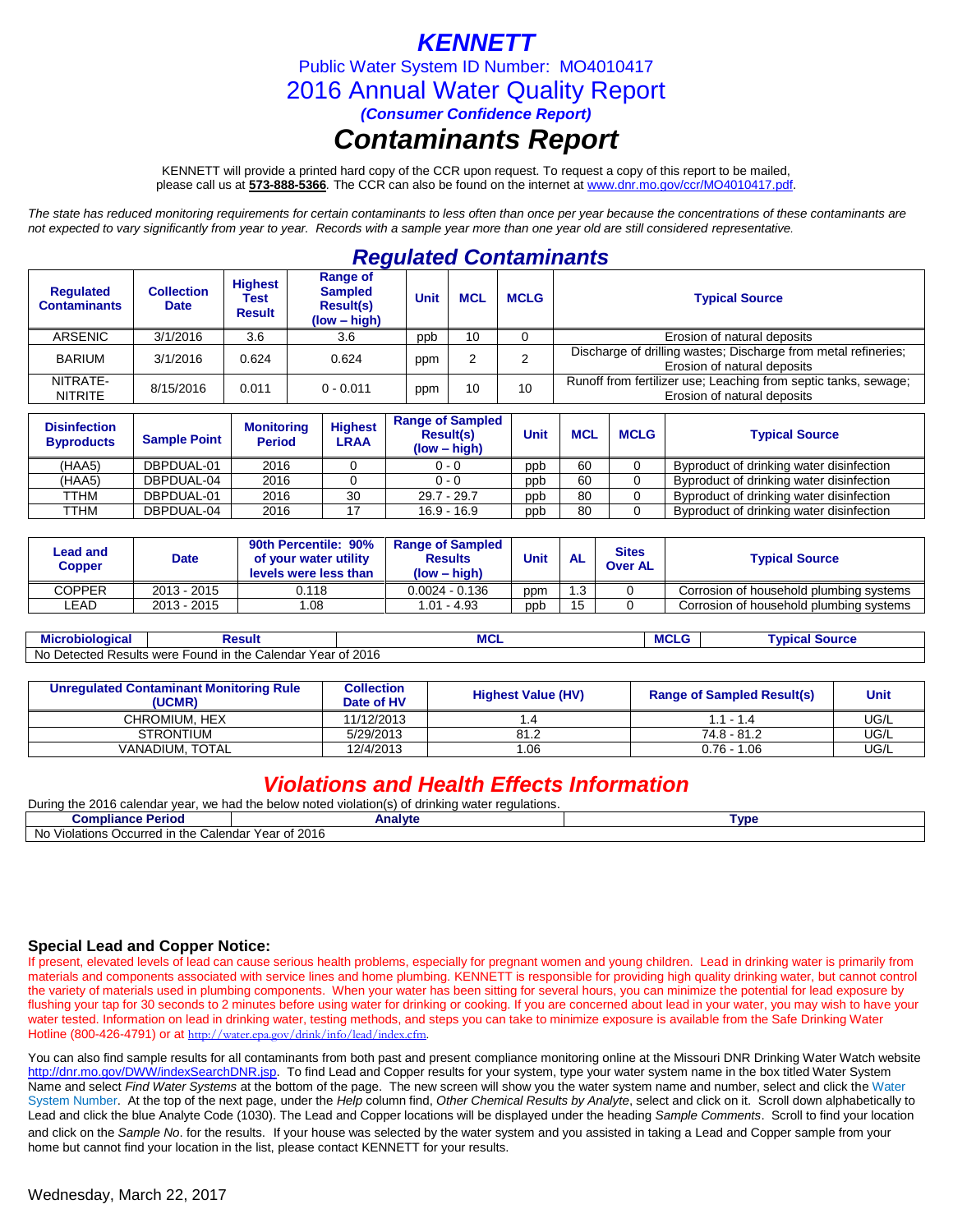# KENNETT

Public Water System ID Number: MO4010417

## 2016 Annual Water Quality Report

***(Consumer Confidence Report)***

# *Contaminants Report*

KENNETT will provide a printed hard copy of the CCR upon request. To request a copy of this report to be mailed, please call us at **573-888-5366**. The CCR can also be found on the internet at www.dnr.mo.gov/ccr/MO4010417.pdf.

*The state has reduced monitoring requirements for certain contaminants to less often than once per year because the concentrations of these contaminants are not expected to vary significantly from year to year. Records with a sample year more than one year old are still considered representative.*

## *Regulated Contaminants*

| Regulated Contaminants | Collection Date | Highest Test Result | Range of Sampled Result(s) (low – high) | Unit | MCL | MCLG | Typical Source |
|---|---|---|---|---|---|---|---|
| ARSENIC | 3/1/2016 | 3.6 | 3.6 | ppb | 10 | 0 | Erosion of natural deposits |
| BARIUM | 3/1/2016 | 0.624 | 0.624 | ppm | 2 | 2 | Discharge of drilling wastes; Discharge from metal refineries; Erosion of natural deposits |
| NITRATE-NITRITE | 8/15/2016 | 0.011 | 0 - 0.011 | ppm | 10 | 10 | Runoff from fertilizer use; Leaching from septic tanks, sewage; Erosion of natural deposits |

| Disinfection Byproducts | Sample Point | Monitoring Period | Highest LRAA | Range of Sampled Result(s) (low – high) | Unit | MCL | MCLG | Typical Source |
|---|---|---|---|---|---|---|---|---|
| (HAA5) | DBPDUAL-01 | 2016 | 0 | 0 - 0 | ppb | 60 | 0 | Byproduct of drinking water disinfection |
| (HAA5) | DBPDUAL-04 | 2016 | 0 | 0 - 0 | ppb | 60 | 0 | Byproduct of drinking water disinfection |
| TTHM | DBPDUAL-01 | 2016 | 30 | 29.7 - 29.7 | ppb | 80 | 0 | Byproduct of drinking water disinfection |
| TTHM | DBPDUAL-04 | 2016 | 17 | 16.9 - 16.9 | ppb | 80 | 0 | Byproduct of drinking water disinfection |

| Lead and Copper | Date | 90th Percentile: 90% of your water utility levels were less than | Range of Sampled Results (low – high) | Unit | AL | Sites Over AL | Typical Source |
|---|---|---|---|---|---|---|---|
| COPPER | 2013 - 2015 | 0.118 | 0.0024 - 0.136 | ppm | 1.3 | 0 | Corrosion of household plumbing systems |
| LEAD | 2013 - 2015 | 1.08 | 1.01 - 4.93 | ppb | 15 | 0 | Corrosion of household plumbing systems |

| Microbiological | Result | MCL | MCLG | Typical Source |
|---|---|---|---|---|
| No Detected Results were Found in the Calendar Year of 2016 | | | | |

| Unregulated Contaminant Monitoring Rule (UCMR) | Collection Date of HV | Highest Value (HV) | Range of Sampled Result(s) | Unit |
|---|---|---|---|---|
| CHROMIUM, HEX | 11/12/2013 | 1.4 | 1.1 - 1.4 | UG/L |
| STRONTIUM | 5/29/2013 | 81.2 | 74.8 - 81.2 | UG/L |
| VANADIUM, TOTAL | 12/4/2013 | 1.06 | 0.76 - 1.06 | UG/L |

## *Violations and Health Effects Information*

During the 2016 calendar year, we had the below noted violation(s) of drinking water regulations.

| Compliance Period | Analyte | Type |
|---|---|---|
| No Violations Occurred in the Calendar Year of 2016 | | |

### Special Lead and Copper Notice:

If present, elevated levels of lead can cause serious health problems, especially for pregnant women and young children. Lead in drinking water is primarily from materials and components associated with service lines and home plumbing. KENNETT is responsible for providing high quality drinking water, but cannot control the variety of materials used in plumbing components. When your water has been sitting for several hours, you can minimize the potential for lead exposure by flushing your tap for 30 seconds to 2 minutes before using water for drinking or cooking. If you are concerned about lead in your water, you may wish to have your water tested. Information on lead in drinking water, testing methods, and steps you can take to minimize exposure is available from the Safe Drinking Water Hotline (800-426-4791) or at http://water.epa.gov/drink/info/lead/index.cfm.

You can also find sample results for all contaminants from both past and present compliance monitoring online at the Missouri DNR Drinking Water Watch website http://dnr.mo.gov/DWW/indexSearchDNR.jsp. To find Lead and Copper results for your system, type your water system name in the box titled Water System Name and select *Find Water Systems* at the bottom of the page. The new screen will show you the water system name and number, select and click the Water System Number. At the top of the next page, under the *Help* column find, *Other Chemical Results by Analyte*, select and click on it. Scroll down alphabetically to Lead and click the blue Analyte Code (1030). The Lead and Copper locations will be displayed under the heading *Sample Comments*. Scroll to find your location and click on the *Sample No*. for the results. If your house was selected by the water system and you assisted in taking a Lead and Copper sample from your home but cannot find your location in the list, please contact KENNETT for your results.

Wednesday, March 22, 2017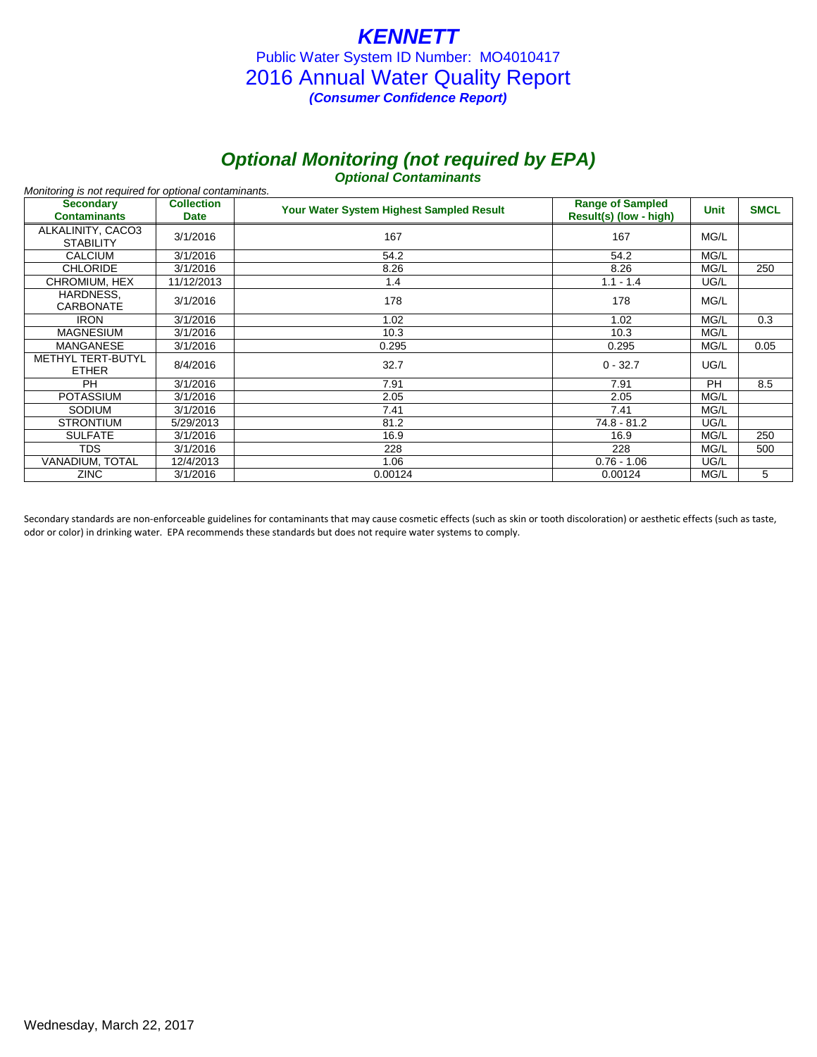# KENNETT

Public Water System ID Number: MO4010417

2016 Annual Water Quality Report

***(Consumer Confidence Report)***

## Optional Monitoring (not required by EPA)

### Optional Contaminants

*Monitoring is not required for optional contaminants.*

| Secondary Contaminants | Collection Date | Your Water System Highest Sampled Result | Range of Sampled Result(s) (low - high) | Unit | SMCL |
|---|---|---|---|---|---|
| ALKALINITY, CACO3 STABILITY | 3/1/2016 | 167 | 167 | MG/L | |
| CALCIUM | 3/1/2016 | 54.2 | 54.2 | MG/L | |
| CHLORIDE | 3/1/2016 | 8.26 | 8.26 | MG/L | 250 |
| CHROMIUM, HEX | 11/12/2013 | 1.4 | 1.1 - 1.4 | UG/L | |
| HARDNESS, CARBONATE | 3/1/2016 | 178 | 178 | MG/L | |
| IRON | 3/1/2016 | 1.02 | 1.02 | MG/L | 0.3 |
| MAGNESIUM | 3/1/2016 | 10.3 | 10.3 | MG/L | |
| MANGANESE | 3/1/2016 | 0.295 | 0.295 | MG/L | 0.05 |
| METHYL TERT-BUTYL ETHER | 8/4/2016 | 32.7 | 0 - 32.7 | UG/L | |
| PH | 3/1/2016 | 7.91 | 7.91 | PH | 8.5 |
| POTASSIUM | 3/1/2016 | 2.05 | 2.05 | MG/L | |
| SODIUM | 3/1/2016 | 7.41 | 7.41 | MG/L | |
| STRONTIUM | 5/29/2013 | 81.2 | 74.8 - 81.2 | UG/L | |
| SULFATE | 3/1/2016 | 16.9 | 16.9 | MG/L | 250 |
| TDS | 3/1/2016 | 228 | 228 | MG/L | 500 |
| VANADIUM, TOTAL | 12/4/2013 | 1.06 | 0.76 - 1.06 | UG/L | |
| ZINC | 3/1/2016 | 0.00124 | 0.00124 | MG/L | 5 |

Secondary standards are non-enforceable guidelines for contaminants that may cause cosmetic effects (such as skin or tooth discoloration) or aesthetic effects (such as taste, odor or color) in drinking water. EPA recommends these standards but does not require water systems to comply.